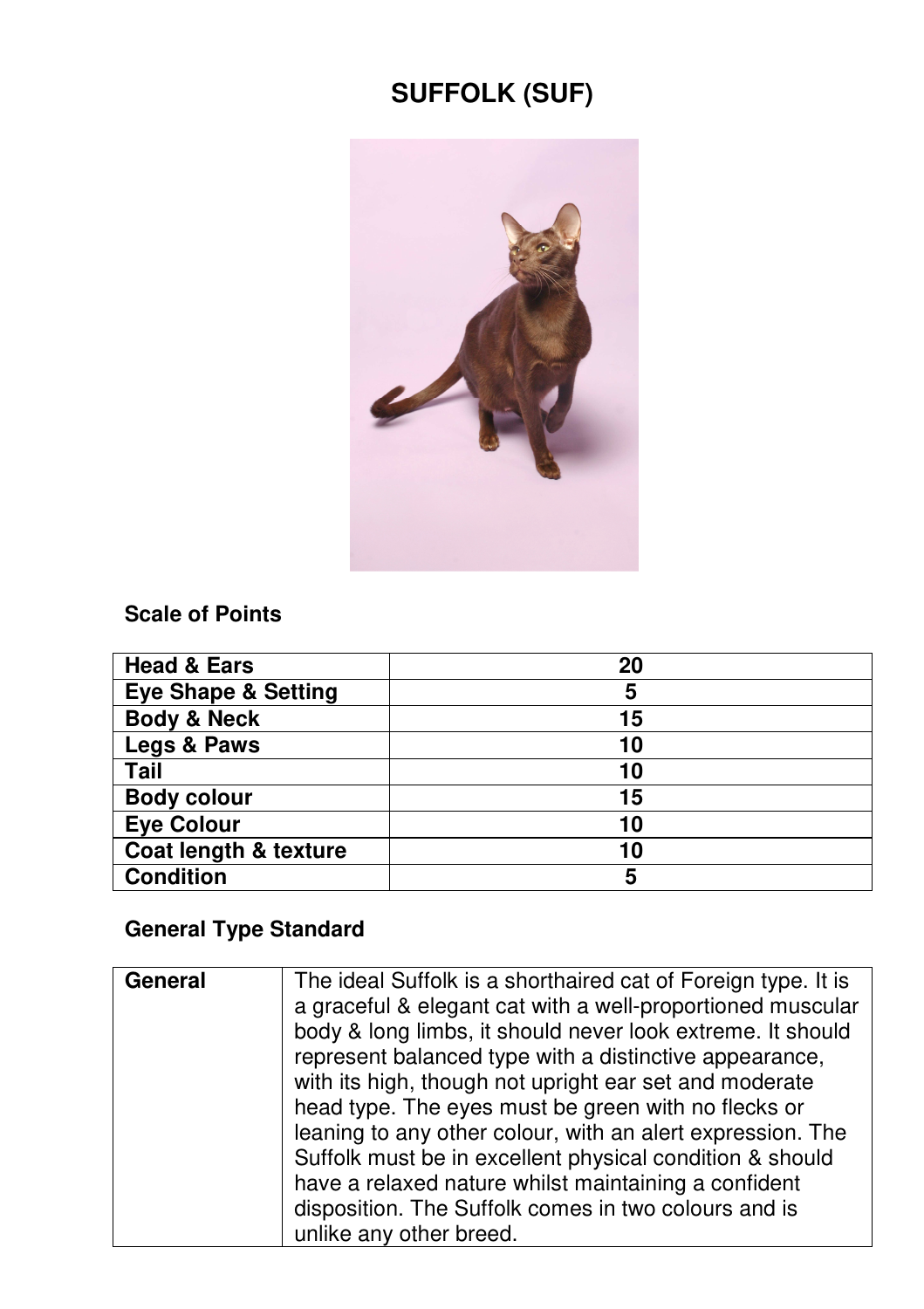# SUFFOLK (SUF)

## Scale of Points

| Head & Ears | 20 |
|---|---|
| Eye Shape & Setting | 5 |
| Body & Neck | 15 |
| Legs & Paws | 10 |
| Tail | 10 |
| Body colour | 15 |
| Eye Colour | 10 |
| Coat length & texture | 10 |
| Condition | 5 |

## General Type Standard

| General | The ideal Suffolk is a shorthaired cat of Foreign type. It is a graceful & elegant cat with a well-proportioned muscular body & long limbs, it should never look extreme. It should represent balanced type with a distinctive appearance, with its high, though not upright ear set and moderate head type. The eyes must be green with no flecks or leaning to any other colour, with an alert expression. The Suffolk must be in excellent physical condition & should have a relaxed nature whilst maintaining a confident disposition. The Suffolk comes in two colours and is unlike any other breed. |
|---|---|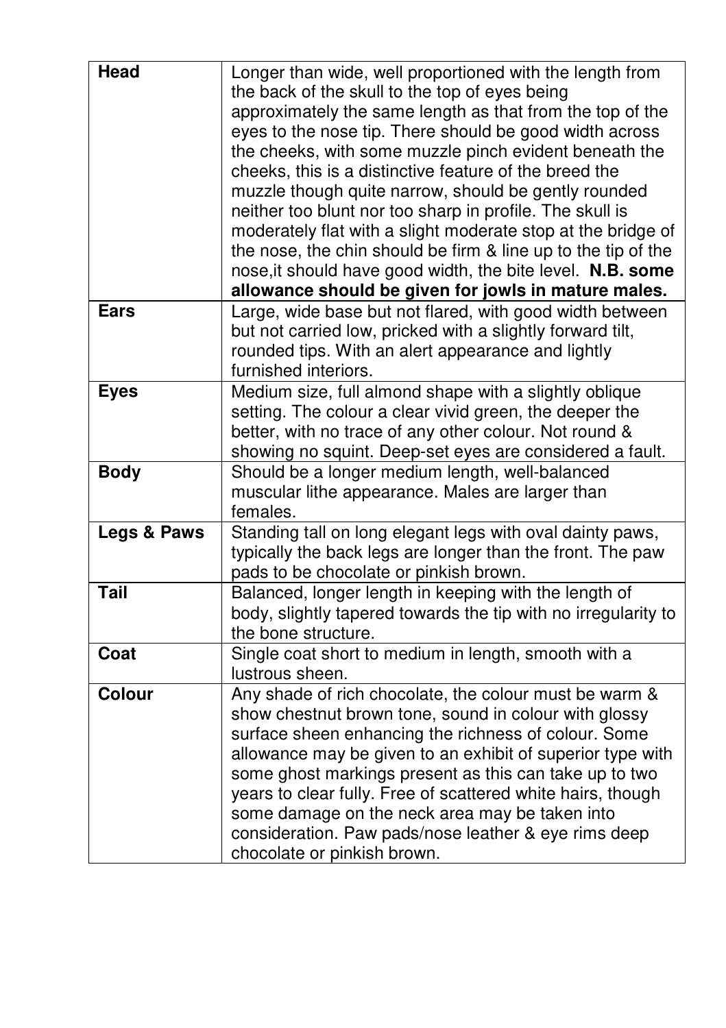| | |
|---|---|
| **Head** | Longer than wide, well proportioned with the length from the back of the skull to the top of eyes being approximately the same length as that from the top of the eyes to the nose tip. There should be good width across the cheeks, with some muzzle pinch evident beneath the cheeks, this is a distinctive feature of the breed the muzzle though quite narrow, should be gently rounded neither too blunt nor too sharp in profile. The skull is moderately flat with a slight moderate stop at the bridge of the nose, the chin should be firm & line up to the tip of the nose,it should have good width, the bite level. **N.B. some allowance should be given for jowls in mature males.** |
| **Ears** | Large, wide base but not flared, with good width between but not carried low, pricked with a slightly forward tilt, rounded tips. With an alert appearance and lightly furnished interiors. |
| **Eyes** | Medium size, full almond shape with a slightly oblique setting. The colour a clear vivid green, the deeper the better, with no trace of any other colour. Not round & showing no squint. Deep-set eyes are considered a fault. |
| **Body** | Should be a longer medium length, well-balanced muscular lithe appearance. Males are larger than females. |
| **Legs & Paws** | Standing tall on long elegant legs with oval dainty paws, typically the back legs are longer than the front. The paw pads to be chocolate or pinkish brown. |
| **Tail** | Balanced, longer length in keeping with the length of body, slightly tapered towards the tip with no irregularity to the bone structure. |
| **Coat** | Single coat short to medium in length, smooth with a lustrous sheen. |
| **Colour** | Any shade of rich chocolate, the colour must be warm & show chestnut brown tone, sound in colour with glossy surface sheen enhancing the richness of colour. Some allowance may be given to an exhibit of superior type with some ghost markings present as this can take up to two years to clear fully. Free of scattered white hairs, though some damage on the neck area may be taken into consideration. Paw pads/nose leather & eye rims deep chocolate or pinkish brown. |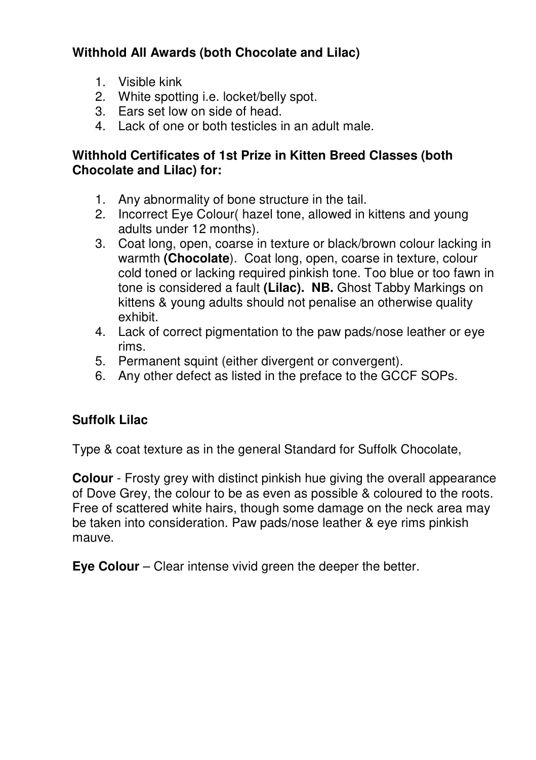**Withhold All Awards (both Chocolate and Lilac)**

1. Visible kink
2. White spotting i.e. locket/belly spot.
3. Ears set low on side of head.
4. Lack of one or both testicles in an adult male.

**Withhold Certificates of 1st Prize in Kitten Breed Classes (both Chocolate and Lilac) for:**

1. Any abnormality of bone structure in the tail.
2. Incorrect Eye Colour( hazel tone, allowed in kittens and young adults under 12 months).
3. Coat long, open, coarse in texture or black/brown colour lacking in warmth **(Chocolate**). Coat long, open, coarse in texture, colour cold toned or lacking required pinkish tone. Too blue or too fawn in tone is considered a fault **(Lilac). NB.** Ghost Tabby Markings on kittens & young adults should not penalise an otherwise quality exhibit.
4. Lack of correct pigmentation to the paw pads/nose leather or eye rims.
5. Permanent squint (either divergent or convergent).
6. Any other defect as listed in the preface to the GCCF SOPs.

**Suffolk Lilac**

Type & coat texture as in the general Standard for Suffolk Chocolate,

**Colour** - Frosty grey with distinct pinkish hue giving the overall appearance of Dove Grey, the colour to be as even as possible & coloured to the roots. Free of scattered white hairs, though some damage on the neck area may be taken into consideration. Paw pads/nose leather & eye rims pinkish mauve.

**Eye Colour** – Clear intense vivid green the deeper the better.